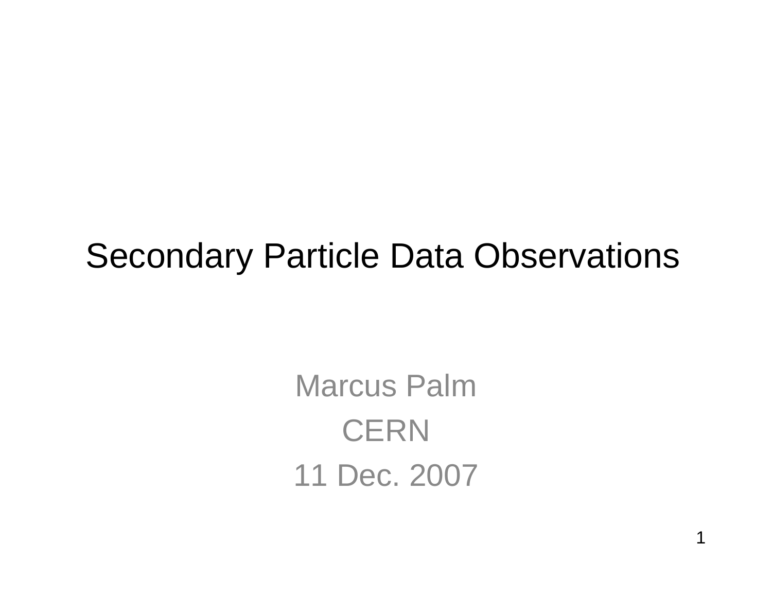# Secondary Particle Data Observations

Marcus Palm

CERN

11 Dec. 2007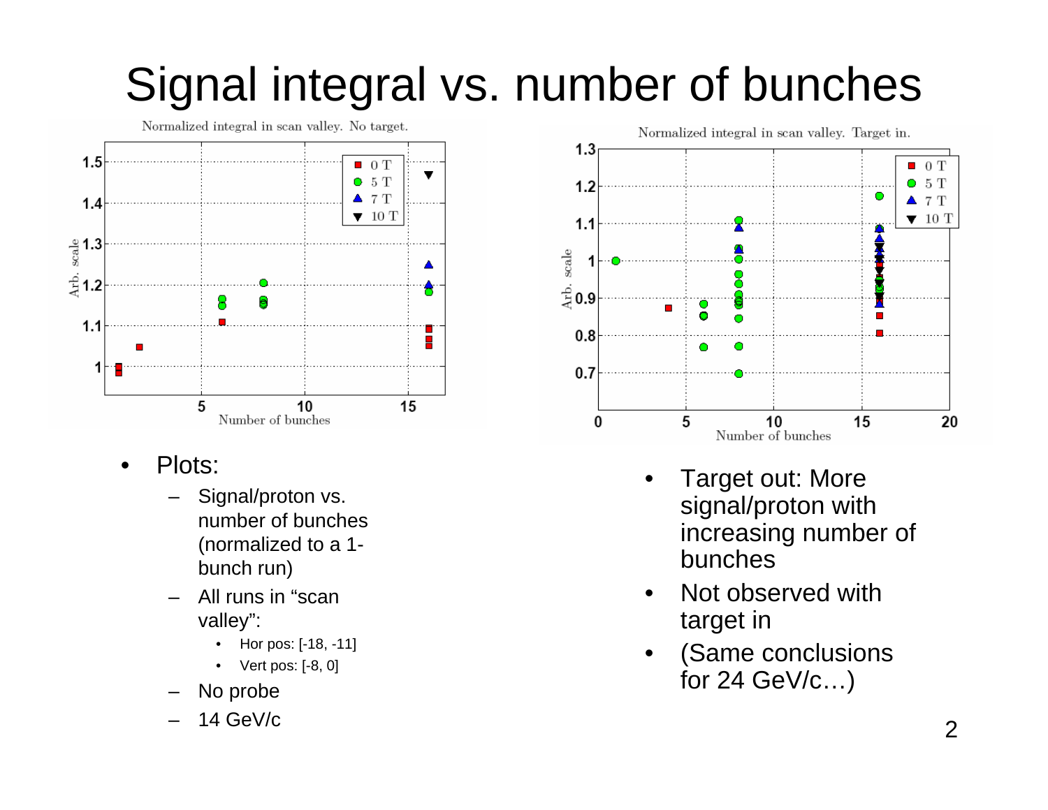# Signal integral vs. number of bunches

- Plots:
  - Signal/proton vs. number of bunches (normalized to a 1-bunch run)
  - All runs in "scan valley":
    - Hor pos: [-18, -11]
    - Vert pos: [-8, 0]
  - No probe
  - 14 GeV/c

- Target out: More signal/proton with increasing number of bunches
- Not observed with target in
- (Same conclusions for 24 GeV/c…)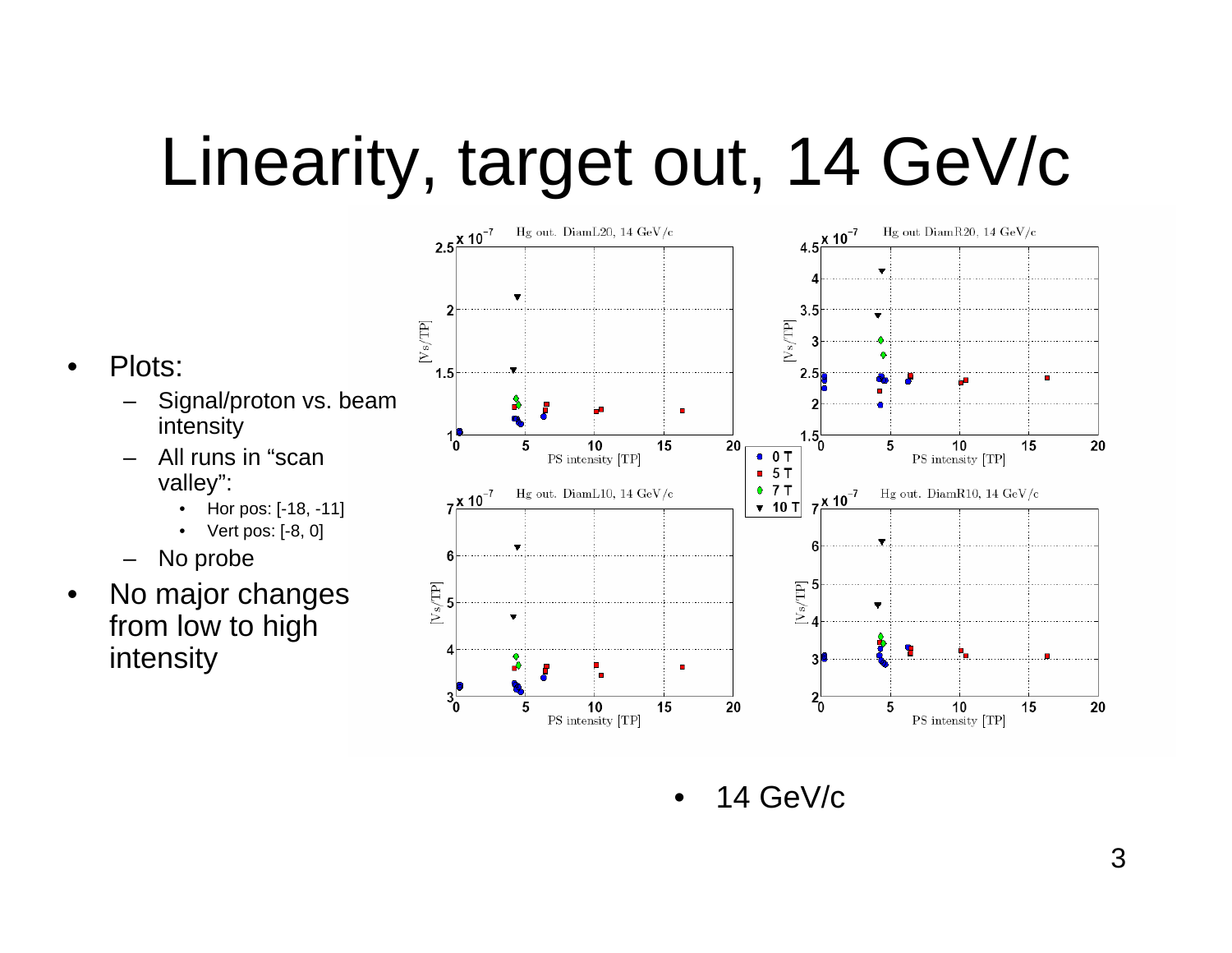# Linearity, target out, 14 GeV/c

- Plots:
  - Signal/proton vs. beam intensity
  - All runs in "scan valley":
    - Hor pos: [-18, -11]
    - Vert pos: [-8, 0]
  - No probe
- No major changes from low to high intensity

- 14 GeV/c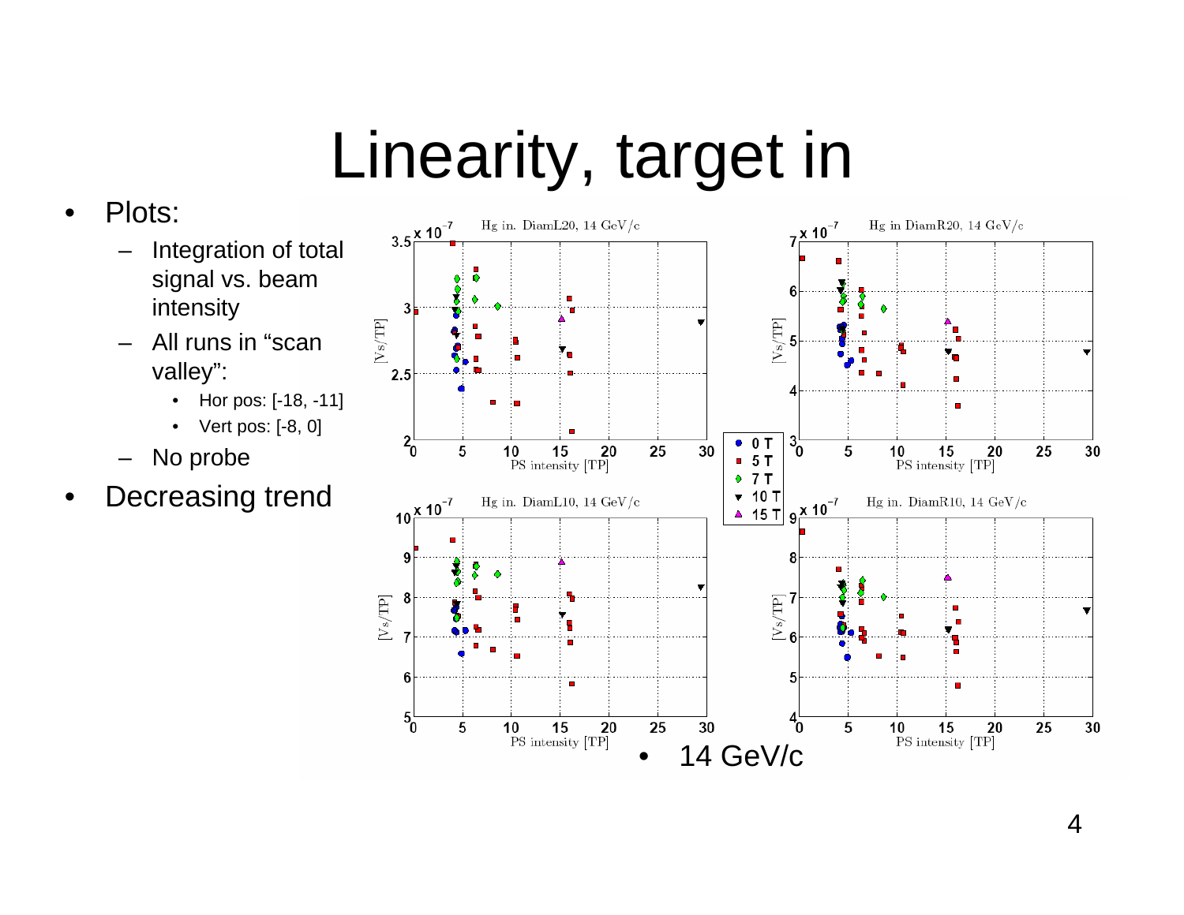# Linearity, target in

- Plots:
  - Integration of total signal vs. beam intensity
  - All runs in "scan valley":
    - Hor pos: [-18, -11]
    - Vert pos: [-8, 0]
  - No probe
- Decreasing trend

Hg in. DiamL20, 14 GeV/c

Hg in DiamR20, 14 GeV/c

Hg in. DiamL10, 14 GeV/c

Hg in. DiamR10, 14 GeV/c

- 14 GeV/c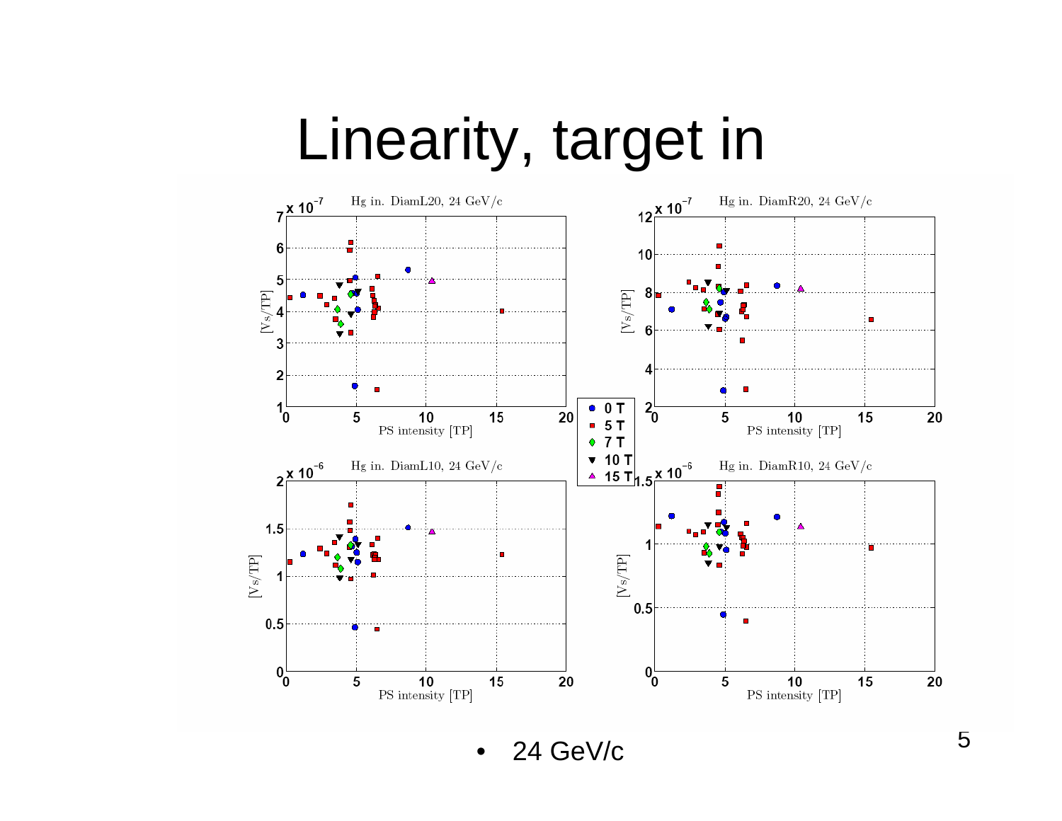# Linearity, target in

- 24 GeV/c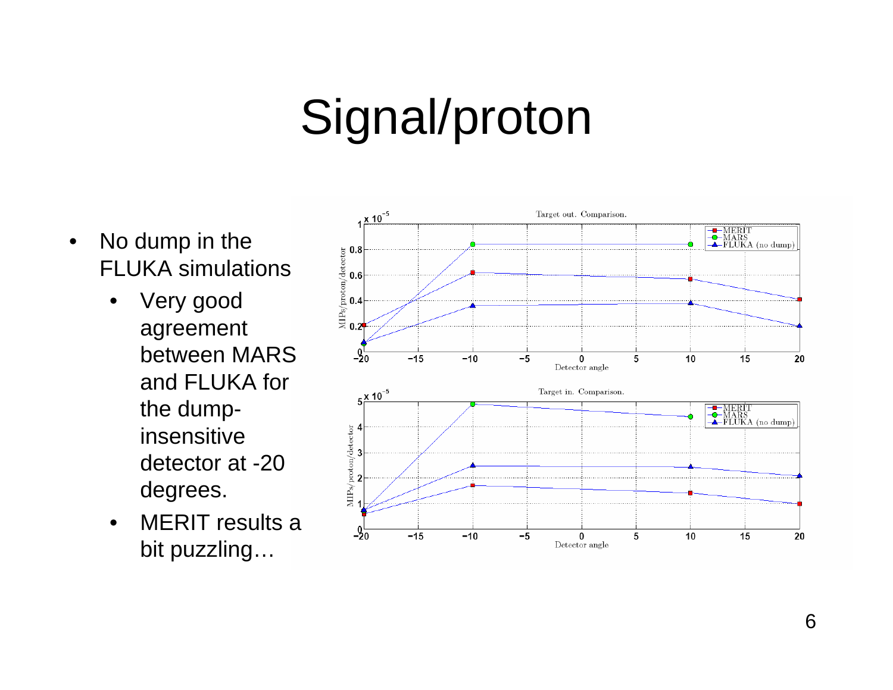# Signal/proton

- No dump in the FLUKA simulations
  - Very good agreement between MARS and FLUKA for the dump-insensitive detector at -20 degrees.
  - MERIT results a bit puzzling…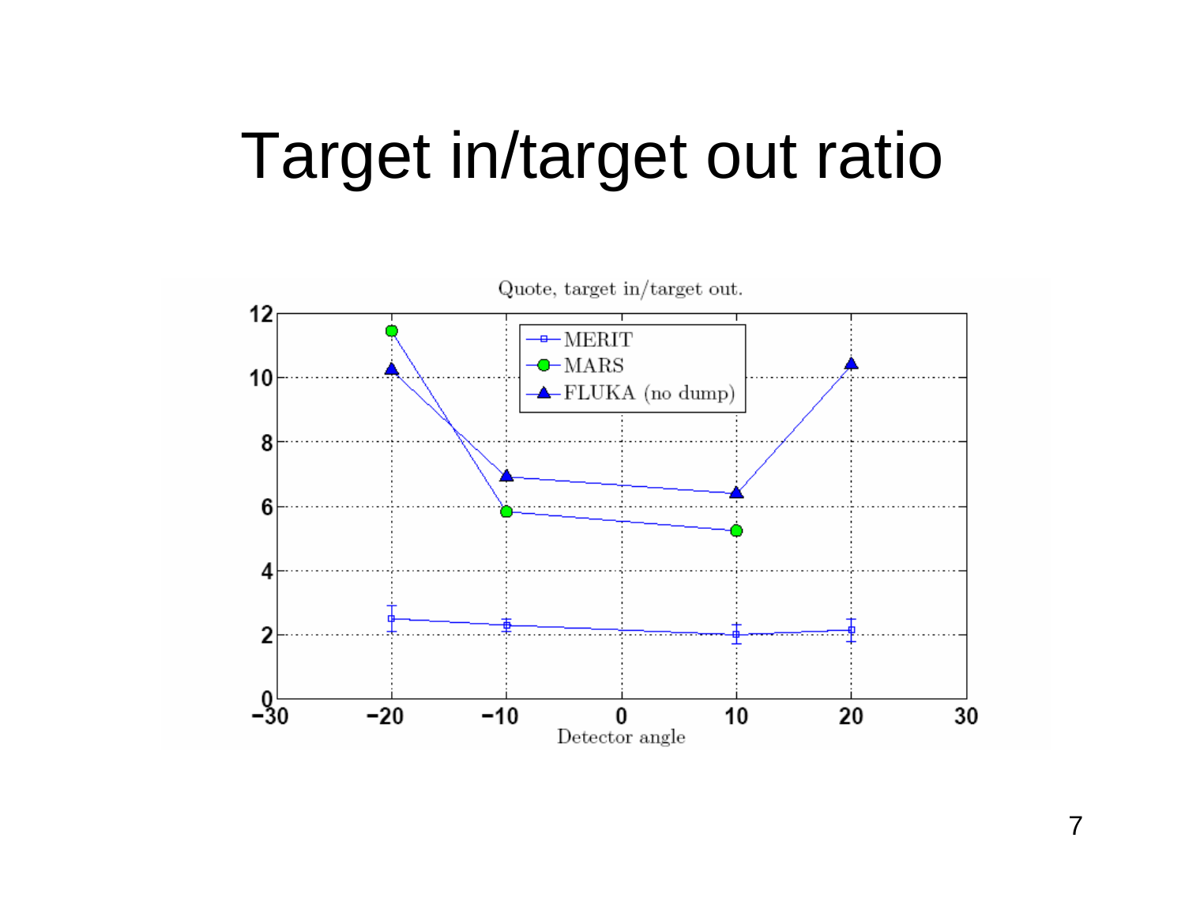# Target in/target out ratio

Quote, target in/target out.

| Detector angle | MERIT | MARS | FLUKA (no dump) |
|---|---|---|---|
| −20 | 2.5 | 11.5 | 10.3 |
| −10 | 2.3 | 5.85 | 6.95 |
| 10 | 2.0 | 5.25 | 6.4 |
| 20 | 2.15 | | 10.45 |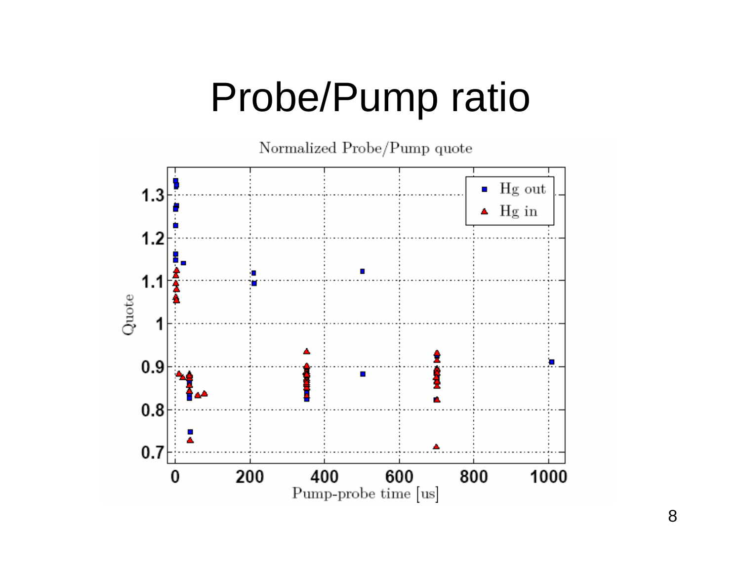# Probe/Pump ratio

Normalized Probe/Pump quote

Hg out

Hg in

Quote

1.3

1.2

1.1

1

0.9

0.8

0.7

0

200

400

600

800

1000

Pump-probe time [us]